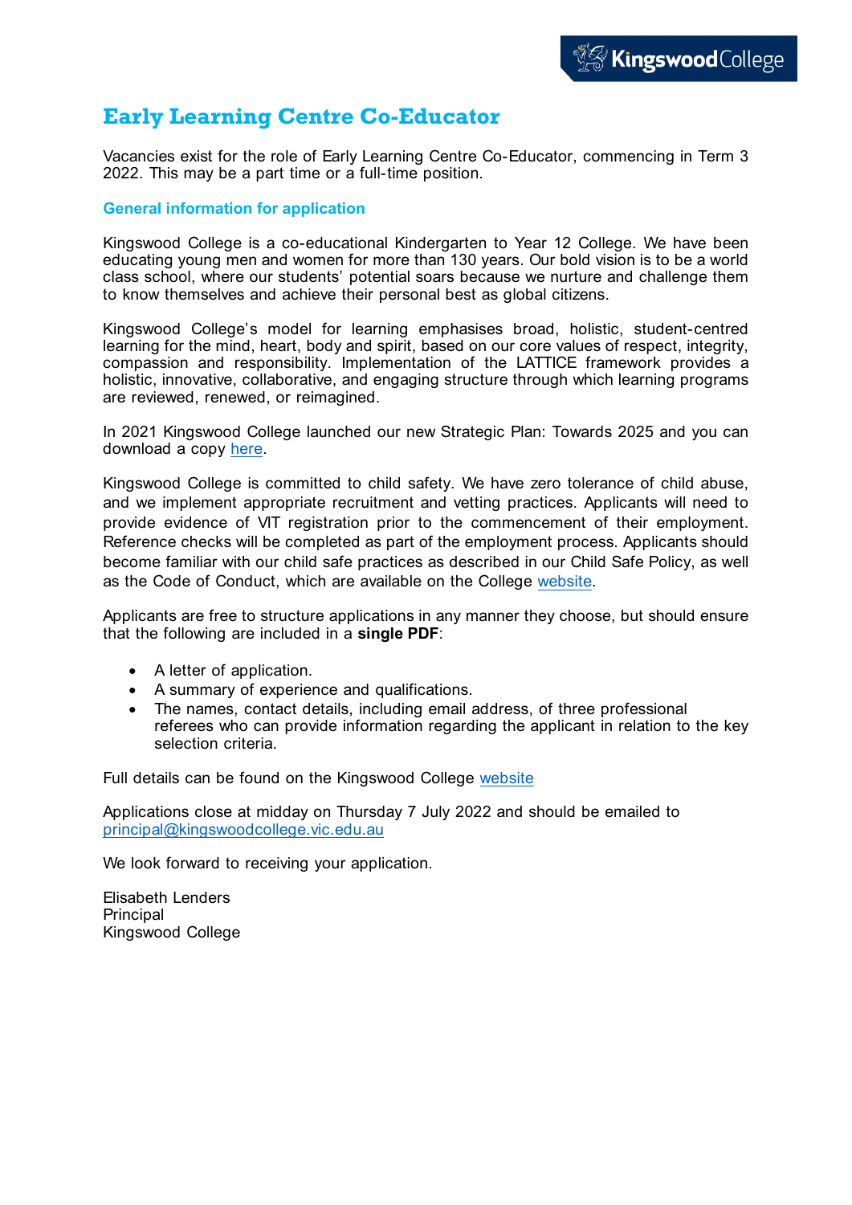# Early Learning Centre Co-Educator

Vacancies exist for the role of Early Learning Centre Co-Educator, commencing in Term 3 2022. This may be a part time or a full-time position.

## General information for application

Kingswood College is a co-educational Kindergarten to Year 12 College. We have been educating young men and women for more than 130 years. Our bold vision is to be a world class school, where our students' potential soars because we nurture and challenge them to know themselves and achieve their personal best as global citizens.

Kingswood College's model for learning emphasises broad, holistic, student-centred learning for the mind, heart, body and spirit, based on our core values of respect, integrity, compassion and responsibility. Implementation of the LATTICE framework provides a holistic, innovative, collaborative, and engaging structure through which learning programs are reviewed, renewed, or reimagined.

In 2021 Kingswood College launched our new Strategic Plan: Towards 2025 and you can download a copy here.

Kingswood College is committed to child safety. We have zero tolerance of child abuse, and we implement appropriate recruitment and vetting practices. Applicants will need to provide evidence of VIT registration prior to the commencement of their employment. Reference checks will be completed as part of the employment process. Applicants should become familiar with our child safe practices as described in our Child Safe Policy, as well as the Code of Conduct, which are available on the College website.

Applicants are free to structure applications in any manner they choose, but should ensure that the following are included in a **single PDF**:

- A letter of application.
- A summary of experience and qualifications.
- The names, contact details, including email address, of three professional referees who can provide information regarding the applicant in relation to the key selection criteria.

Full details can be found on the Kingswood College website

Applications close at midday on Thursday 7 July 2022 and should be emailed to principal@kingswoodcollege.vic.edu.au

We look forward to receiving your application.

Elisabeth Lenders
Principal
Kingswood College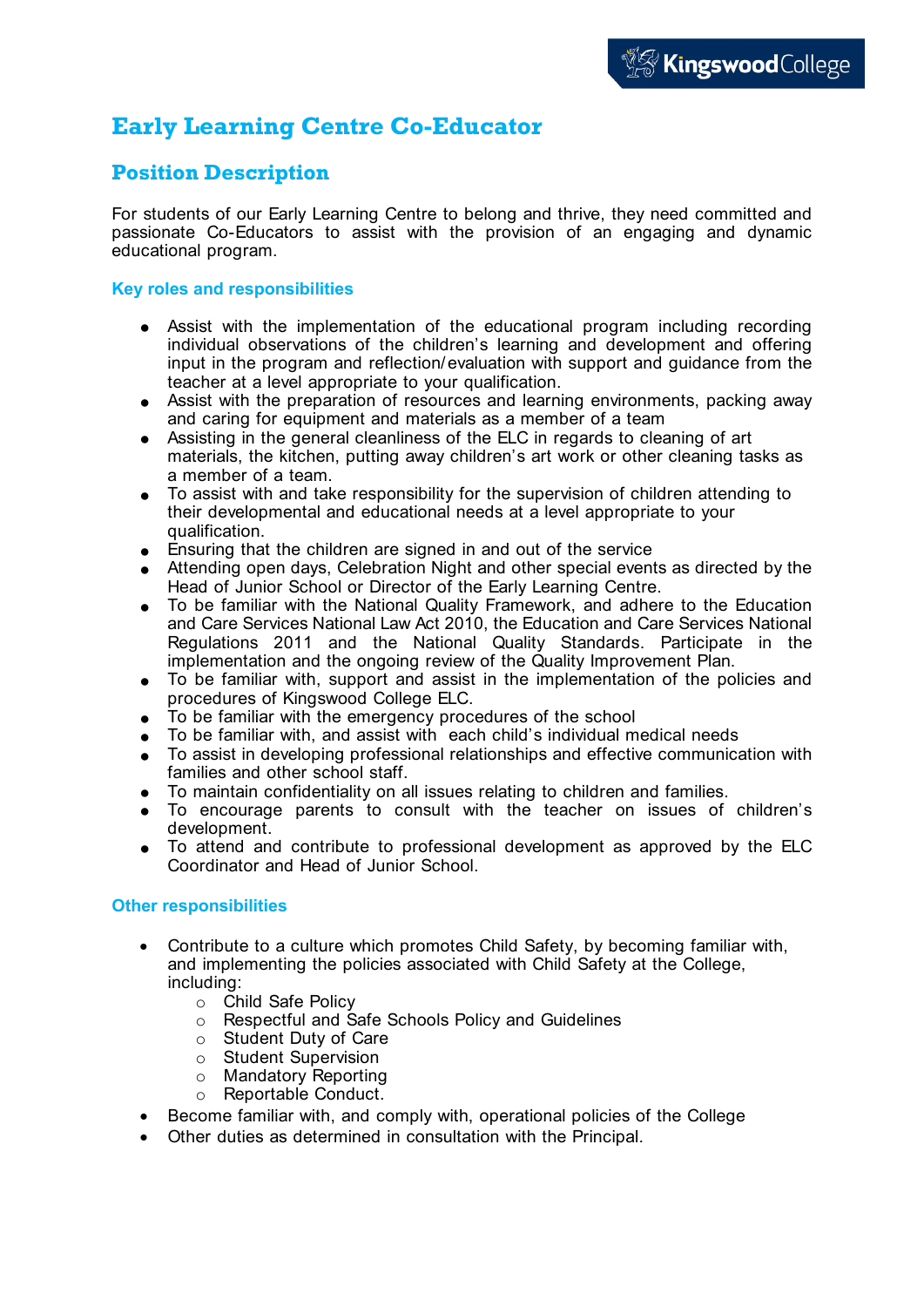# Early Learning Centre Co-Educator

## Position Description

For students of our Early Learning Centre to belong and thrive, they need committed and passionate Co-Educators to assist with the provision of an engaging and dynamic educational program.

### Key roles and responsibilities

- Assist with the implementation of the educational program including recording individual observations of the children's learning and development and offering input in the program and reflection/evaluation with support and guidance from the teacher at a level appropriate to your qualification.
- Assist with the preparation of resources and learning environments, packing away and caring for equipment and materials as a member of a team
- Assisting in the general cleanliness of the ELC in regards to cleaning of art materials, the kitchen, putting away children's art work or other cleaning tasks as a member of a team.
- To assist with and take responsibility for the supervision of children attending to their developmental and educational needs at a level appropriate to your qualification.
- Ensuring that the children are signed in and out of the service
- Attending open days, Celebration Night and other special events as directed by the Head of Junior School or Director of the Early Learning Centre.
- To be familiar with the National Quality Framework, and adhere to the Education and Care Services National Law Act 2010, the Education and Care Services National Regulations 2011 and the National Quality Standards. Participate in the implementation and the ongoing review of the Quality Improvement Plan.
- To be familiar with, support and assist in the implementation of the policies and procedures of Kingswood College ELC.
- To be familiar with the emergency procedures of the school
- To be familiar with, and assist with each child's individual medical needs
- To assist in developing professional relationships and effective communication with families and other school staff.
- To maintain confidentiality on all issues relating to children and families.
- To encourage parents to consult with the teacher on issues of children's development.
- To attend and contribute to professional development as approved by the ELC Coordinator and Head of Junior School.

### Other responsibilities

- Contribute to a culture which promotes Child Safety, by becoming familiar with, and implementing the policies associated with Child Safety at the College, including:
  - Child Safe Policy
  - Respectful and Safe Schools Policy and Guidelines
  - Student Duty of Care
  - Student Supervision
  - Mandatory Reporting
  - Reportable Conduct.
- Become familiar with, and comply with, operational policies of the College
- Other duties as determined in consultation with the Principal.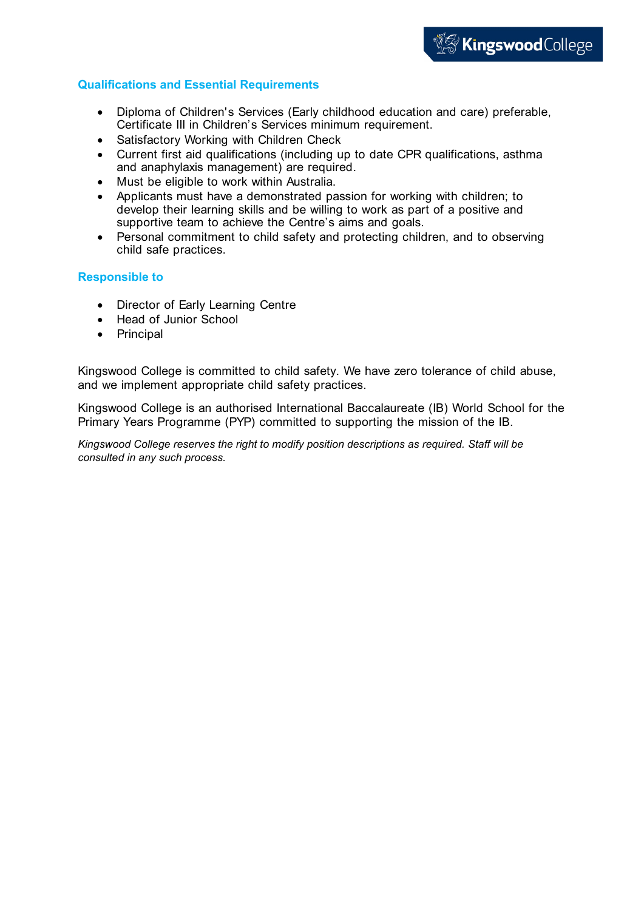### Qualifications and Essential Requirements

- Diploma of Children's Services (Early childhood education and care) preferable, Certificate III in Children's Services minimum requirement.
- Satisfactory Working with Children Check
- Current first aid qualifications (including up to date CPR qualifications, asthma and anaphylaxis management) are required.
- Must be eligible to work within Australia.
- Applicants must have a demonstrated passion for working with children; to develop their learning skills and be willing to work as part of a positive and supportive team to achieve the Centre's aims and goals.
- Personal commitment to child safety and protecting children, and to observing child safe practices.

### Responsible to

- Director of Early Learning Centre
- Head of Junior School
- Principal

Kingswood College is committed to child safety. We have zero tolerance of child abuse, and we implement appropriate child safety practices.

Kingswood College is an authorised International Baccalaureate (IB) World School for the Primary Years Programme (PYP) committed to supporting the mission of the IB.

*Kingswood College reserves the right to modify position descriptions as required. Staff will be consulted in any such process.*